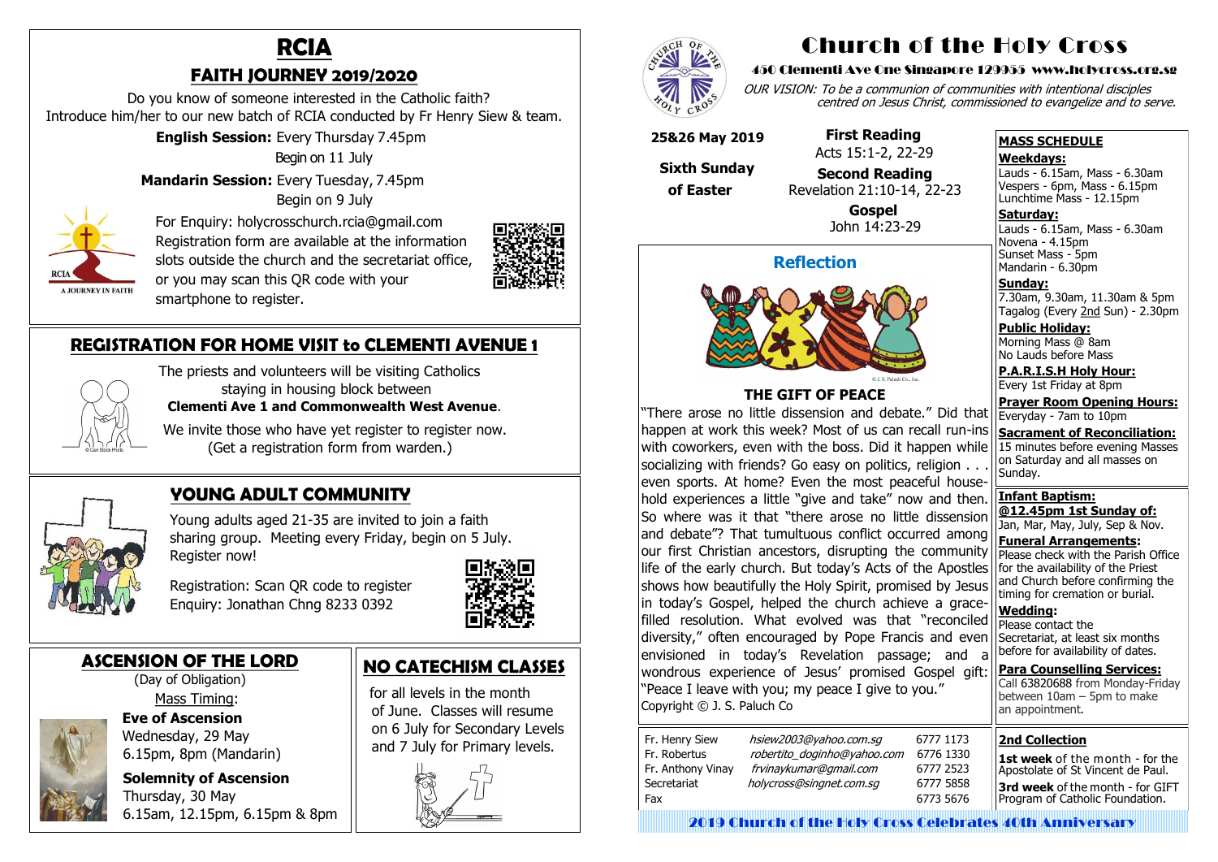# Church of the Holy Cross

**450 Clementi Ave One Singapore 129955 www.holycross.org.sg**

*OUR VISION: To be a communion of communities with intentional disciples centred on Jesus Christ, commissioned to evangelize and to serve.*

**25&26 May 2019**

**Sixth Sunday of Easter**

**First Reading**
Acts 15:1-2, 22-29

**Second Reading**
Revelation 21:10-14, 22-23

**Gospel**
John 14:23-29

## Reflection

© J. S. Paluch Co., Inc.

### THE GIFT OF PEACE

"There arose no little dissension and debate." Did that happen at work this week? Most of us can recall run-ins with coworkers, even with the boss. Did it happen while socializing with friends? Go easy on politics, religion . . . even sports. At home? Even the most peaceful household experiences a little "give and take" now and then. So where was it that "there arose no little dissension and debate"? That tumultuous conflict occurred among our first Christian ancestors, disrupting the community life of the early church. But today's Acts of the Apostles shows how beautifully the Holy Spirit, promised by Jesus in today's Gospel, helped the church achieve a grace-filled resolution. What evolved was that "reconciled diversity," often encouraged by Pope Francis and even envisioned in today's Revelation passage; and a wondrous experience of Jesus' promised Gospel gift: "Peace I leave with you; my peace I give to you."
Copyright © J. S. Paluch Co

| | | |
|---|---|---|
| Fr. Henry Siew | *hsiew2003@yahoo.com.sg* | 6777 1173 |
| Fr. Robertus | *robertito_doginho@yahoo.com* | 6776 1330 |
| Fr. Anthony Vinay | *frvinaykumar@gmail.com* | 6777 2523 |
| Secretariat | *holycross@singnet.com.sg* | 6777 5858 |
| Fax | | 6773 5676 |

## MASS SCHEDULE

**Weekdays:**
Lauds - 6.15am, Mass - 6.30am
Vespers - 6pm, Mass - 6.15pm
Lunchtime Mass - 12.15pm

**Saturday:**
Lauds - 6.15am, Mass - 6.30am
Novena - 4.15pm
Sunset Mass - 5pm
Mandarin - 6.30pm

**Sunday:**
7.30am, 9.30am, 11.30am & 5pm
Tagalog (Every 2nd Sun) - 2.30pm

**Public Holiday:**
Morning Mass @ 8am
No Lauds before Mass

**P.A.R.I.S.H Holy Hour:**
Every 1st Friday at 8pm

**Prayer Room Opening Hours:**
Everyday - 7am to 10pm

**Sacrament of Reconciliation:**
15 minutes before evening Masses on Saturday and all masses on Sunday.

**Infant Baptism:**
**@12.45pm 1st Sunday of:**
Jan, Mar, May, July, Sep & Nov.

**Funeral Arrangements:**
Please check with the Parish Office for the availability of the Priest and Church before confirming the timing for cremation or burial.

**Wedding:**
Please contact the Secretariat, at least six months before for availability of dates.

**Para Counselling Services:**
Call 63820688 from Monday-Friday between 10am – 5pm to make an appointment.

**2nd Collection**

**1st week** of the month - for the Apostolate of St Vincent de Paul.

**3rd week** of the month - for GIFT Program of Catholic Foundation.

**2019 Church of the Holy Cross Celebrates 40th Anniversary**

# RCIA

## FAITH JOURNEY 2019/2020

Do you know of someone interested in the Catholic faith? Introduce him/her to our new batch of RCIA conducted by Fr Henry Siew & team.

**English Session:** Every Thursday 7.45pm
Begin on 11 July

**Mandarin Session:** Every Tuesday, 7.45pm
Begin on 9 July

RCIA A JOURNEY IN FAITH

For Enquiry: holycrosschurch.rcia@gmail.com
Registration form are available at the information slots outside the church and the secretariat office, or you may scan this QR code with your smartphone to register.

## REGISTRATION FOR HOME VISIT to CLEMENTI AVENUE 1

The priests and volunteers will be visiting Catholics staying in housing block between **Clementi Ave 1 and Commonwealth West Avenue**.

We invite those who have yet register to register now. (Get a registration form from warden.)

## YOUNG ADULT COMMUNITY

Young adults aged 21-35 are invited to join a faith sharing group. Meeting every Friday, begin on 5 July. Register now!

Registration: Scan QR code to register
Enquiry: Jonathan Chng 8233 0392

## ASCENSION OF THE LORD

(Day of Obligation)

Mass Timing:

**Eve of Ascension**
Wednesday, 29 May
6.15pm, 8pm (Mandarin)

**Solemnity of Ascension**
Thursday, 30 May
6.15am, 12.15pm, 6.15pm & 8pm

## NO CATECHISM CLASSES

for all levels in the month of June. Classes will resume on 6 July for Secondary Levels and 7 July for Primary levels.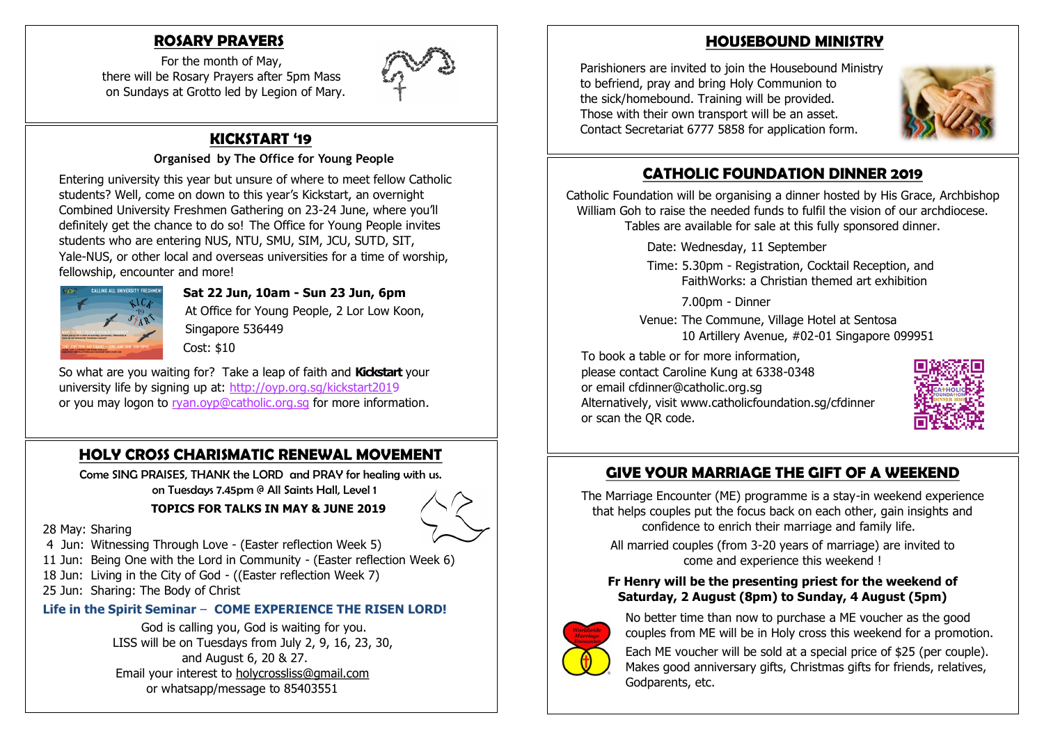## ROSARY PRAYERS

For the month of May,
there will be Rosary Prayers after 5pm Mass
on Sundays at Grotto led by Legion of Mary.

## KICKSTART '19

**Organised by The Office for Young People**

Entering university this year but unsure of where to meet fellow Catholic students? Well, come on down to this year's Kickstart, an overnight Combined University Freshmen Gathering on 23-24 June, where you'll definitely get the chance to do so! The Office for Young People invites students who are entering NUS, NTU, SMU, SIM, JCU, SUTD, SIT, Yale-NUS, or other local and overseas universities for a time of worship, fellowship, encounter and more!

**Sat 22 Jun, 10am - Sun 23 Jun, 6pm**
At Office for Young People, 2 Lor Low Koon,
Singapore 536449
Cost: $10

So what are you waiting for? Take a leap of faith and **Kickstart** your university life by signing up at: http://oyp.org.sg/kickstart2019
or you may logon to ryan.oyp@catholic.org.sg for more information.

## HOLY CROSS CHARISMATIC RENEWAL MOVEMENT

Come SING PRAISES, THANK the LORD and PRAY for healing with us.
on Tuesdays 7.45pm @ All Saints Hall, Level 1

**TOPICS FOR TALKS IN MAY & JUNE 2019**

28 May: Sharing
4 Jun: Witnessing Through Love - (Easter reflection Week 5)
11 Jun: Being One with the Lord in Community - (Easter reflection Week 6)
18 Jun: Living in the City of God - ((Easter reflection Week 7)
25 Jun: Sharing: The Body of Christ

**Life in the Spirit Seminar – COME EXPERIENCE THE RISEN LORD!**

God is calling you, God is waiting for you.
LISS will be on Tuesdays from July 2, 9, 16, 23, 30,
and August 6, 20 & 27.
Email your interest to holycrossliss@gmail.com
or whatsapp/message to 85403551

## HOUSEBOUND MINISTRY

Parishioners are invited to join the Housebound Ministry to befriend, pray and bring Holy Communion to the sick/homebound. Training will be provided. Those with their own transport will be an asset. Contact Secretariat 6777 5858 for application form.

## CATHOLIC FOUNDATION DINNER 2019

Catholic Foundation will be organising a dinner hosted by His Grace, Archbishop William Goh to raise the needed funds to fulfil the vision of our archdiocese. Tables are available for sale at this fully sponsored dinner.

Date: Wednesday, 11 September
Time: 5.30pm - Registration, Cocktail Reception, and FaithWorks: a Christian themed art exhibition
7.00pm - Dinner
Venue: The Commune, Village Hotel at Sentosa
10 Artillery Avenue, #02-01 Singapore 099951

To book a table or for more information,
please contact Caroline Kung at 6338-0348
or email cfdinner@catholic.org.sg
Alternatively, visit www.catholicfoundation.sg/cfdinner
or scan the QR code.

## GIVE YOUR MARRIAGE THE GIFT OF A WEEKEND

The Marriage Encounter (ME) programme is a stay-in weekend experience that helps couples put the focus back on each other, gain insights and confidence to enrich their marriage and family life.

All married couples (from 3-20 years of marriage) are invited to come and experience this weekend !

**Fr Henry will be the presenting priest for the weekend of Saturday, 2 August (8pm) to Sunday, 4 August (5pm)**

No better time than now to purchase a ME voucher as the good couples from ME will be in Holy cross this weekend for a promotion.

Each ME voucher will be sold at a special price of $25 (per couple). Makes good anniversary gifts, Christmas gifts for friends, relatives, Godparents, etc.